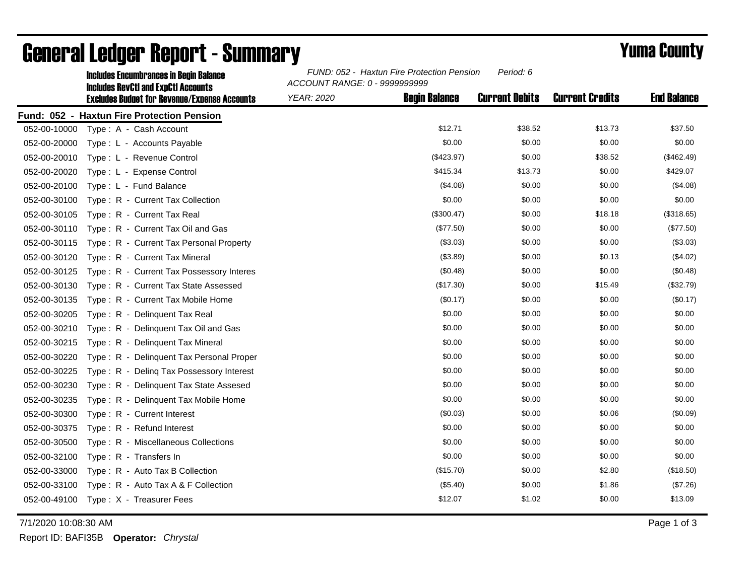# General Ledger Report - Summary

## Yuma County

**Includes Encumbrances in Begin Balance**
**Includes RevCtl and ExpCtl Accounts**
**Excludes Budget for Revenue/Expense Accounts**

*FUND: 052 - Haxtun Fire Protection Pension* *Period: 6*
*ACCOUNT RANGE: 0 - 9999999999*
*YEAR: 2020*

**Fund: 052 - Haxtun Fire Protection Pension**

| Account | Description | Begin Balance | Current Debits | Current Credits | End Balance |
|---|---|---|---|---|---|
| 052-00-10000 | Type : A - Cash Account | $12.71 | $38.52 | $13.73 | $37.50 |
| 052-00-20000 | Type : L - Accounts Payable | $0.00 | $0.00 | $0.00 | $0.00 |
| 052-00-20010 | Type : L - Revenue Control | ($423.97) | $0.00 | $38.52 | ($462.49) |
| 052-00-20020 | Type : L - Expense Control | $415.34 | $13.73 | $0.00 | $429.07 |
| 052-00-20100 | Type : L - Fund Balance | ($4.08) | $0.00 | $0.00 | ($4.08) |
| 052-00-30100 | Type : R - Current Tax Collection | $0.00 | $0.00 | $0.00 | $0.00 |
| 052-00-30105 | Type : R - Current Tax Real | ($300.47) | $0.00 | $18.18 | ($318.65) |
| 052-00-30110 | Type : R - Current Tax Oil and Gas | ($77.50) | $0.00 | $0.00 | ($77.50) |
| 052-00-30115 | Type : R - Current Tax Personal Property | ($3.03) | $0.00 | $0.00 | ($3.03) |
| 052-00-30120 | Type : R - Current Tax Mineral | ($3.89) | $0.00 | $0.13 | ($4.02) |
| 052-00-30125 | Type : R - Current Tax Possessory Interes | ($0.48) | $0.00 | $0.00 | ($0.48) |
| 052-00-30130 | Type : R - Current Tax State Assessed | ($17.30) | $0.00 | $15.49 | ($32.79) |
| 052-00-30135 | Type : R - Current Tax Mobile Home | ($0.17) | $0.00 | $0.00 | ($0.17) |
| 052-00-30205 | Type : R - Delinquent Tax Real | $0.00 | $0.00 | $0.00 | $0.00 |
| 052-00-30210 | Type : R - Delinquent Tax Oil and Gas | $0.00 | $0.00 | $0.00 | $0.00 |
| 052-00-30215 | Type : R - Delinquent Tax Mineral | $0.00 | $0.00 | $0.00 | $0.00 |
| 052-00-30220 | Type : R - Delinquent Tax Personal Proper | $0.00 | $0.00 | $0.00 | $0.00 |
| 052-00-30225 | Type : R - Delinq Tax Possessory Interest | $0.00 | $0.00 | $0.00 | $0.00 |
| 052-00-30230 | Type : R - Delinquent Tax State Assesed | $0.00 | $0.00 | $0.00 | $0.00 |
| 052-00-30235 | Type : R - Delinquent Tax Mobile Home | $0.00 | $0.00 | $0.00 | $0.00 |
| 052-00-30300 | Type : R - Current Interest | ($0.03) | $0.00 | $0.06 | ($0.09) |
| 052-00-30375 | Type : R - Refund Interest | $0.00 | $0.00 | $0.00 | $0.00 |
| 052-00-30500 | Type : R - Miscellaneous Collections | $0.00 | $0.00 | $0.00 | $0.00 |
| 052-00-32100 | Type : R - Transfers In | $0.00 | $0.00 | $0.00 | $0.00 |
| 052-00-33000 | Type : R - Auto Tax B Collection | ($15.70) | $0.00 | $2.80 | ($18.50) |
| 052-00-33100 | Type : R - Auto Tax A & F Collection | ($5.40) | $0.00 | $1.86 | ($7.26) |
| 052-00-49100 | Type : X - Treasurer Fees | $12.07 | $1.02 | $0.00 | $13.09 |

7/1/2020 10:08:30 AM

Report ID: BAFI35B **Operator:** *Chrystal*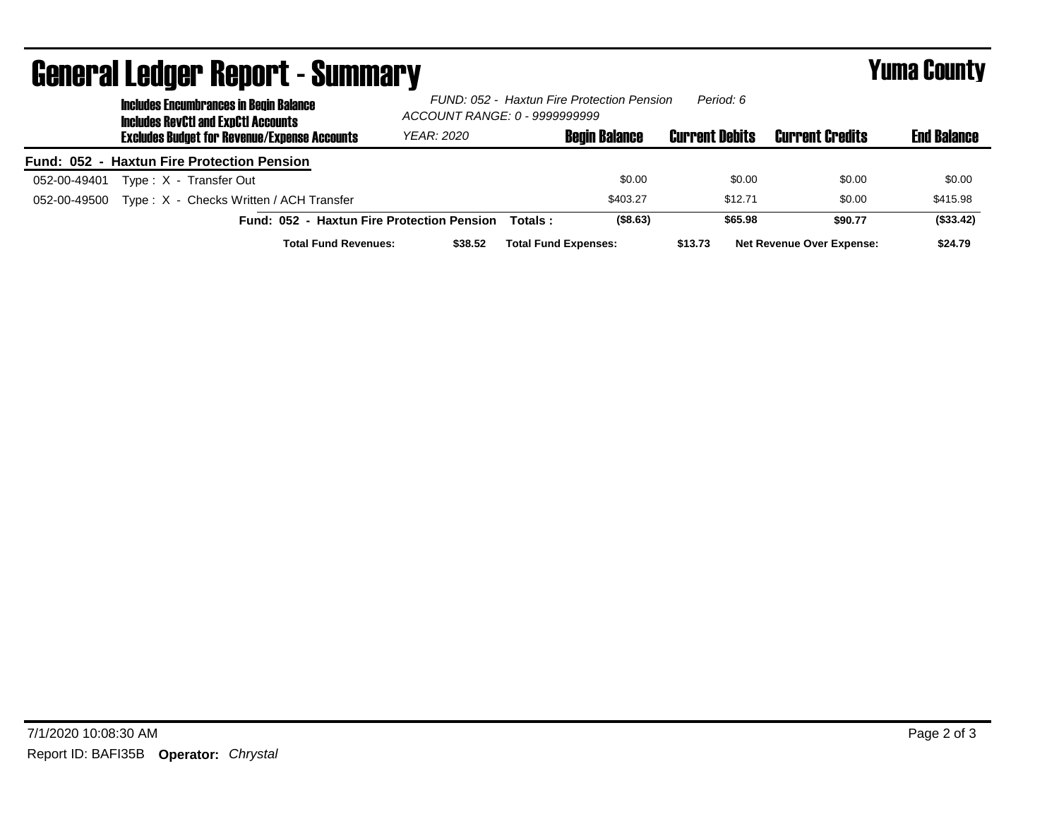# General Ledger Report - Summary

## Yuma County

**Includes Encumbrances in Begin Balance**
**Includes RevCtl and ExpCtl Accounts**
**Excludes Budget for Revenue/Expense Accounts**

*FUND: 052 - Haxtun Fire Protection Pension* *Period: 6*
*ACCOUNT RANGE: 0 - 9999999999*
*YEAR: 2020*

| | | Begin Balance | Current Debits | Current Credits | End Balance |
|---|---|---|---|---|---|
| **Fund: 052 - Haxtun Fire Protection Pension** | | | | | |
| 052-00-49401 | Type : X - Transfer Out | \$0.00 | \$0.00 | \$0.00 | \$0.00 |
| 052-00-49500 | Type : X - Checks Written / ACH Transfer | \$403.27 | \$12.71 | \$0.00 | \$415.98 |
| | **Fund: 052 - Haxtun Fire Protection Pension Totals :** | **(\$8.63)** | **\$65.98** | **\$90.77** | **(\$33.42)** |

**Total Fund Revenues:** **\$38.52** **Total Fund Expenses:** **\$13.73** **Net Revenue Over Expense:** **\$24.79**

7/1/2020 10:08:30 AM
Report ID: BAFI35B **Operator:** *Chrystal*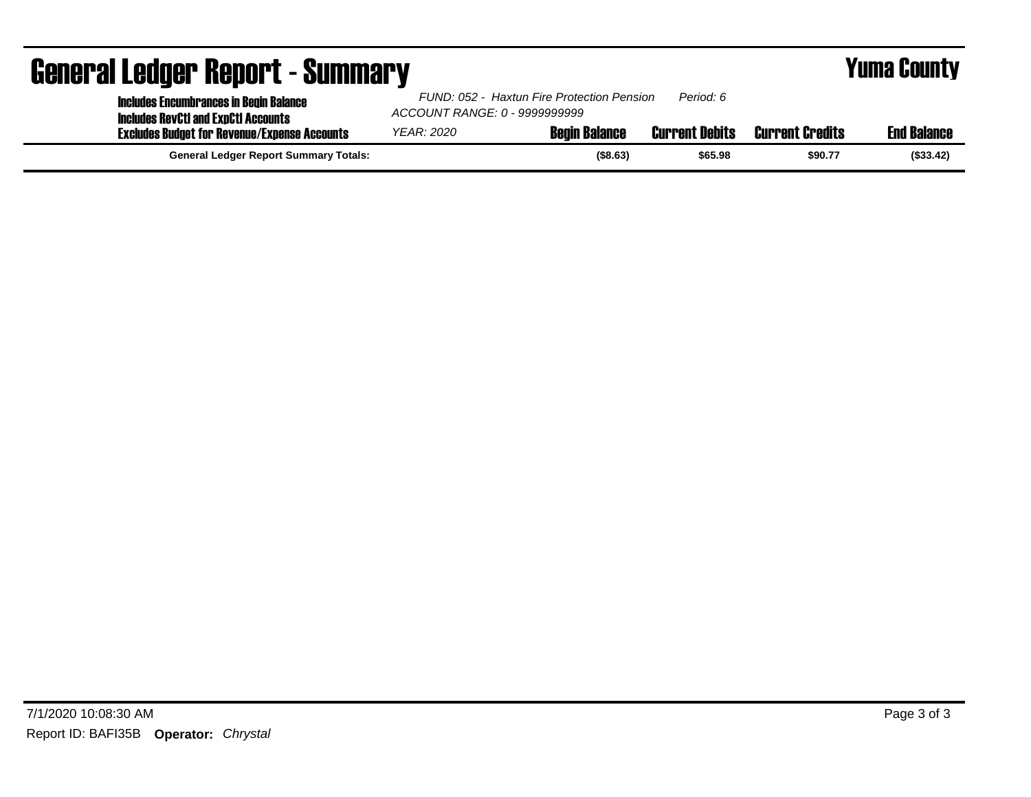# General Ledger Report - Summary

**Yuma County**

Includes Encumbrances in Begin Balance
Includes RevCtl and ExpCtl Accounts
Excludes Budget for Revenue/Expense Accounts

*FUND: 052 - Haxtun Fire Protection Pension* *Period: 6*
*ACCOUNT RANGE: 0 - 9999999999*
*YEAR: 2020*

| | Begin Balance | Current Debits | Current Credits | End Balance |
|---|---|---|---|---|
| **General Ledger Report Summary Totals:** | **($8.63)** | **$65.98** | **$90.77** | **($33.42)** |

7/1/2020 10:08:30 AM

Report ID: BAFI35B **Operator:** *Chrystal*